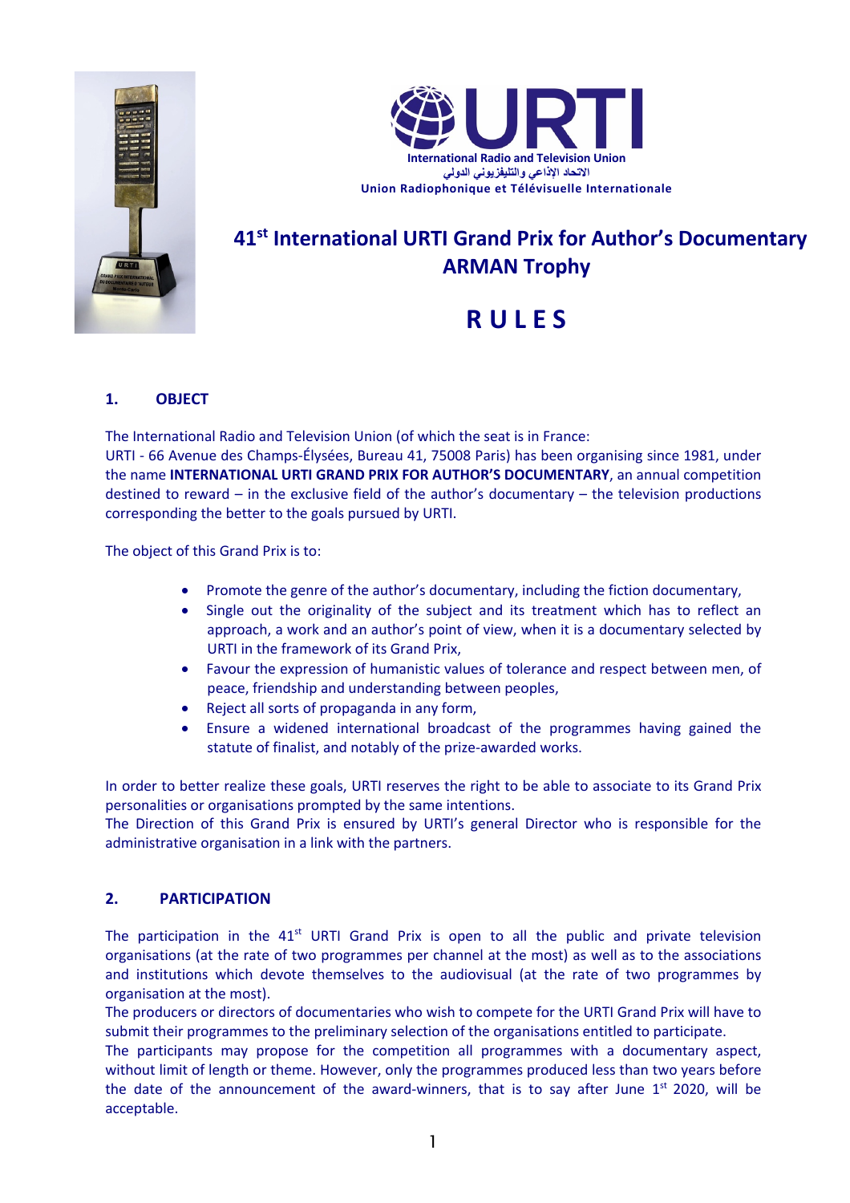URTI

International Radio and Television Union

الاتحاد الإذاعي والتلفزيوني الدولي

Union Radiophonique et Télévisuelle Internationale

# 41st International URTI Grand Prix for Author's Documentary ARMAN Trophy

# R U L E S

## 1. OBJECT

The International Radio and Television Union (of which the seat is in France:
URTI - 66 Avenue des Champs-Élysées, Bureau 41, 75008 Paris) has been organising since 1981, under the name **INTERNATIONAL URTI GRAND PRIX FOR AUTHOR'S DOCUMENTARY**, an annual competition destined to reward – in the exclusive field of the author's documentary – the television productions corresponding the better to the goals pursued by URTI.

The object of this Grand Prix is to:

- Promote the genre of the author's documentary, including the fiction documentary,
- Single out the originality of the subject and its treatment which has to reflect an approach, a work and an author's point of view, when it is a documentary selected by URTI in the framework of its Grand Prix,
- Favour the expression of humanistic values of tolerance and respect between men, of peace, friendship and understanding between peoples,
- Reject all sorts of propaganda in any form,
- Ensure a widened international broadcast of the programmes having gained the statute of finalist, and notably of the prize-awarded works.

In order to better realize these goals, URTI reserves the right to be able to associate to its Grand Prix personalities or organisations prompted by the same intentions.
The Direction of this Grand Prix is ensured by URTI's general Director who is responsible for the administrative organisation in a link with the partners.

## 2. PARTICIPATION

The participation in the 41st URTI Grand Prix is open to all the public and private television organisations (at the rate of two programmes per channel at the most) as well as to the associations and institutions which devote themselves to the audiovisual (at the rate of two programmes by organisation at the most).
The producers or directors of documentaries who wish to compete for the URTI Grand Prix will have to submit their programmes to the preliminary selection of the organisations entitled to participate.
The participants may propose for the competition all programmes with a documentary aspect, without limit of length or theme. However, only the programmes produced less than two years before the date of the announcement of the award-winners, that is to say after June 1st 2020, will be acceptable.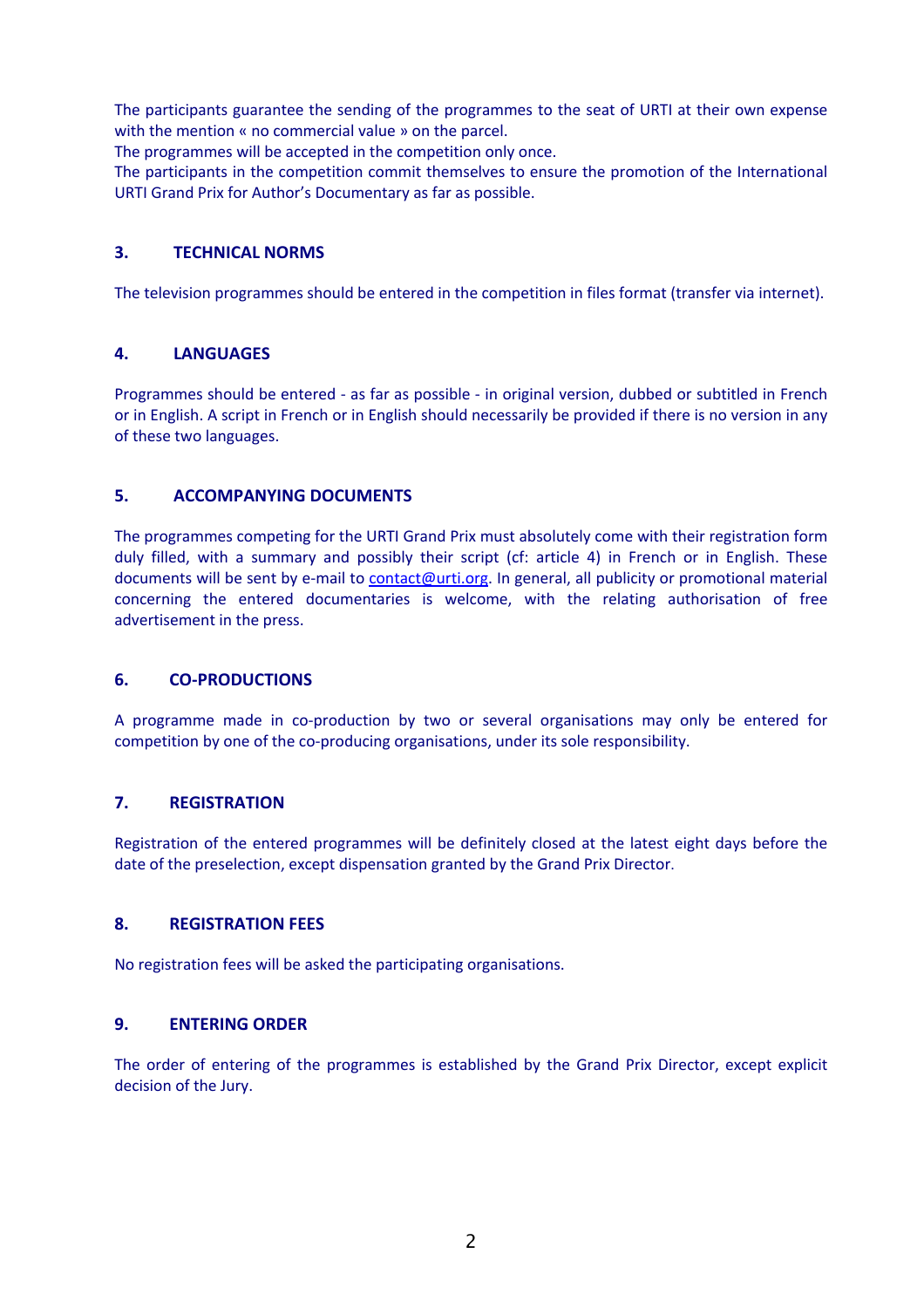The participants guarantee the sending of the programmes to the seat of URTI at their own expense with the mention « no commercial value » on the parcel.

The programmes will be accepted in the competition only once.

The participants in the competition commit themselves to ensure the promotion of the International URTI Grand Prix for Author's Documentary as far as possible.

## 3. TECHNICAL NORMS

The television programmes should be entered in the competition in files format (transfer via internet).

## 4. LANGUAGES

Programmes should be entered - as far as possible - in original version, dubbed or subtitled in French or in English. A script in French or in English should necessarily be provided if there is no version in any of these two languages.

## 5. ACCOMPANYING DOCUMENTS

The programmes competing for the URTI Grand Prix must absolutely come with their registration form duly filled, with a summary and possibly their script (cf: article 4) in French or in English. These documents will be sent by e-mail to contact@urti.org. In general, all publicity or promotional material concerning the entered documentaries is welcome, with the relating authorisation of free advertisement in the press.

## 6. CO-PRODUCTIONS

A programme made in co-production by two or several organisations may only be entered for competition by one of the co-producing organisations, under its sole responsibility.

## 7. REGISTRATION

Registration of the entered programmes will be definitely closed at the latest eight days before the date of the preselection, except dispensation granted by the Grand Prix Director.

## 8. REGISTRATION FEES

No registration fees will be asked the participating organisations.

## 9. ENTERING ORDER

The order of entering of the programmes is established by the Grand Prix Director, except explicit decision of the Jury.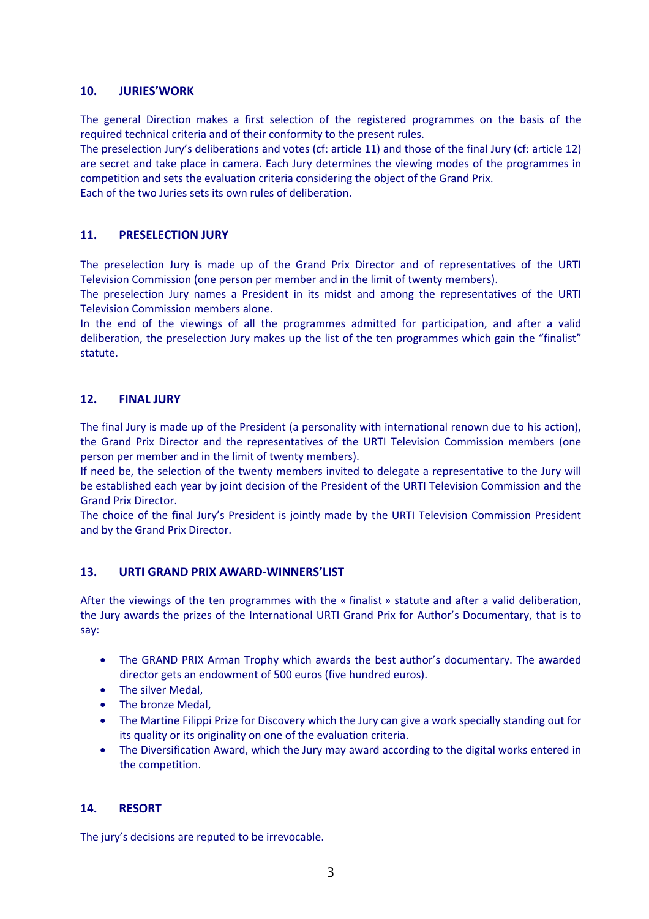## 10. JURIES'WORK

The general Direction makes a first selection of the registered programmes on the basis of the required technical criteria and of their conformity to the present rules.
The preselection Jury's deliberations and votes (cf: article 11) and those of the final Jury (cf: article 12) are secret and take place in camera. Each Jury determines the viewing modes of the programmes in competition and sets the evaluation criteria considering the object of the Grand Prix.
Each of the two Juries sets its own rules of deliberation.

## 11. PRESELECTION JURY

The preselection Jury is made up of the Grand Prix Director and of representatives of the URTI Television Commission (one person per member and in the limit of twenty members).
The preselection Jury names a President in its midst and among the representatives of the URTI Television Commission members alone.
In the end of the viewings of all the programmes admitted for participation, and after a valid deliberation, the preselection Jury makes up the list of the ten programmes which gain the "finalist" statute.

## 12. FINAL JURY

The final Jury is made up of the President (a personality with international renown due to his action), the Grand Prix Director and the representatives of the URTI Television Commission members (one person per member and in the limit of twenty members).
If need be, the selection of the twenty members invited to delegate a representative to the Jury will be established each year by joint decision of the President of the URTI Television Commission and the Grand Prix Director.
The choice of the final Jury's President is jointly made by the URTI Television Commission President and by the Grand Prix Director.

## 13. URTI GRAND PRIX AWARD-WINNERS'LIST

After the viewings of the ten programmes with the « finalist » statute and after a valid deliberation, the Jury awards the prizes of the International URTI Grand Prix for Author's Documentary, that is to say:

- The GRAND PRIX Arman Trophy which awards the best author's documentary. The awarded director gets an endowment of 500 euros (five hundred euros).
- The silver Medal,
- The bronze Medal,
- The Martine Filippi Prize for Discovery which the Jury can give a work specially standing out for its quality or its originality on one of the evaluation criteria.
- The Diversification Award, which the Jury may award according to the digital works entered in the competition.

## 14. RESORT

The jury's decisions are reputed to be irrevocable.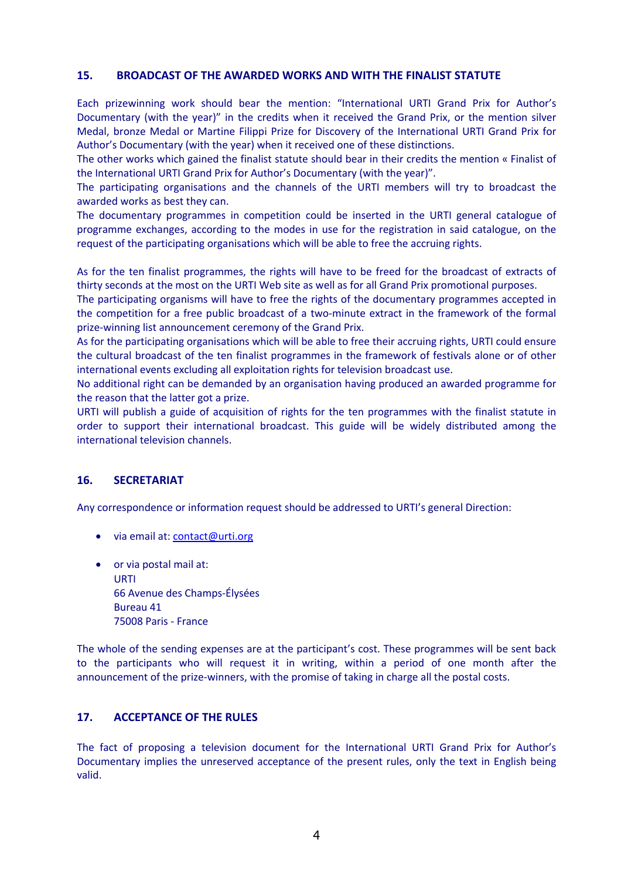## 15. BROADCAST OF THE AWARDED WORKS AND WITH THE FINALIST STATUTE

Each prizewinning work should bear the mention: "International URTI Grand Prix for Author's Documentary (with the year)" in the credits when it received the Grand Prix, or the mention silver Medal, bronze Medal or Martine Filippi Prize for Discovery of the International URTI Grand Prix for Author's Documentary (with the year) when it received one of these distinctions.
The other works which gained the finalist statute should bear in their credits the mention « Finalist of the International URTI Grand Prix for Author's Documentary (with the year)".
The participating organisations and the channels of the URTI members will try to broadcast the awarded works as best they can.
The documentary programmes in competition could be inserted in the URTI general catalogue of programme exchanges, according to the modes in use for the registration in said catalogue, on the request of the participating organisations which will be able to free the accruing rights.

As for the ten finalist programmes, the rights will have to be freed for the broadcast of extracts of thirty seconds at the most on the URTI Web site as well as for all Grand Prix promotional purposes.
The participating organisms will have to free the rights of the documentary programmes accepted in the competition for a free public broadcast of a two-minute extract in the framework of the formal prize-winning list announcement ceremony of the Grand Prix.
As for the participating organisations which will be able to free their accruing rights, URTI could ensure the cultural broadcast of the ten finalist programmes in the framework of festivals alone or of other international events excluding all exploitation rights for television broadcast use.
No additional right can be demanded by an organisation having produced an awarded programme for the reason that the latter got a prize.
URTI will publish a guide of acquisition of rights for the ten programmes with the finalist statute in order to support their international broadcast. This guide will be widely distributed among the international television channels.

## 16. SECRETARIAT

Any correspondence or information request should be addressed to URTI's general Direction:

- via email at: contact@urti.org
- or via postal mail at:
  URTI
  66 Avenue des Champs-Élysées
  Bureau 41
  75008 Paris - France

The whole of the sending expenses are at the participant's cost. These programmes will be sent back to the participants who will request it in writing, within a period of one month after the announcement of the prize-winners, with the promise of taking in charge all the postal costs.

## 17. ACCEPTANCE OF THE RULES

The fact of proposing a television document for the International URTI Grand Prix for Author's Documentary implies the unreserved acceptance of the present rules, only the text in English being valid.